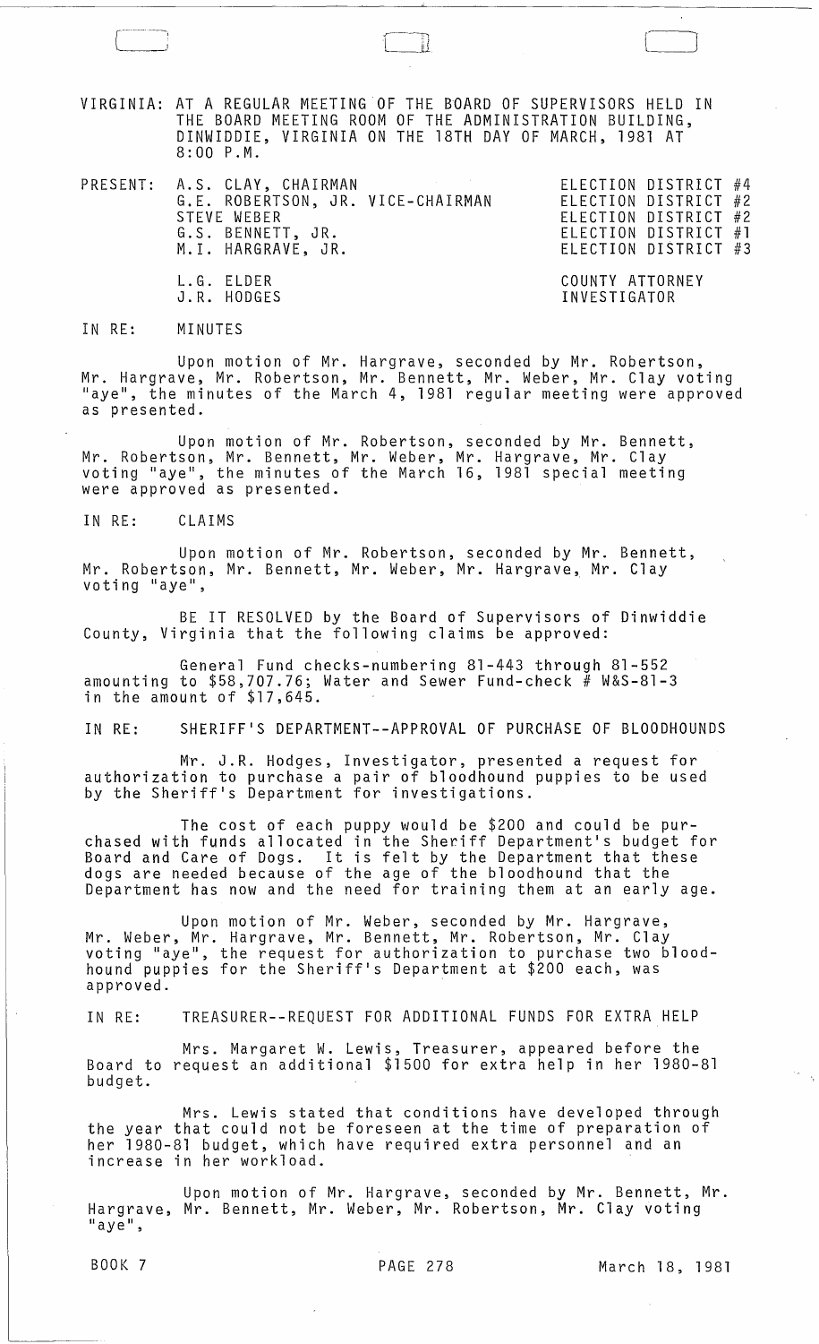VIRGINIA: AT A REGULAR MEETING OF THE BOARD OF SUPERVISORS HELD IN THE BOARD MEETING ROOM OF THE ADMINISTRATION BUILDING, DINWIDDIE, VIRGINIA ON THE 18TH DAY OF MARCH, 1981 AT 8:00 P.M.

| PRESENT: | | |
|---|---|---|
| | A.S. CLAY, CHAIRMAN | ELECTION DISTRICT #4 |
| | G.E. ROBERTSON, JR. VICE-CHAIRMAN | ELECTION DISTRICT #2 |
| | STEVE WEBER | ELECTION DISTRICT #2 |
| | G.S. BENNETT, JR. | ELECTION DISTRICT #1 |
| | M.I. HARGRAVE, JR. | ELECTION DISTRICT #3 |
| | L.G. ELDER | COUNTY ATTORNEY |
| | J.R. HODGES | INVESTIGATOR |

IN RE: MINUTES

Upon motion of Mr. Hargrave, seconded by Mr. Robertson, Mr. Hargrave, Mr. Robertson, Mr. Bennett, Mr. Weber, Mr. Clay voting "aye", the minutes of the March 4, 1981 regular meeting were approved as presented.

Upon motion of Mr. Robertson, seconded by Mr. Bennett, Mr. Robertson, Mr. Bennett, Mr. Weber, Mr. Hargrave, Mr. Clay voting "aye", the minutes of the March 16, 1981 special meeting were approved as presented.

IN RE: CLAIMS

Upon motion of Mr. Robertson, seconded by Mr. Bennett, Mr. Robertson, Mr. Bennett, Mr. Weber, Mr. Hargrave, Mr. Clay voting "aye",

BE IT RESOLVED by the Board of Supervisors of Dinwiddie County, Virginia that the following claims be approved:

General Fund checks-numbering 81-443 through 81-552 amounting to $58,707.76; Water and Sewer Fund-check # W&S-81-3 in the amount of $17,645.

IN RE: SHERIFF'S DEPARTMENT--APPROVAL OF PURCHASE OF BLOODHOUNDS

Mr. J.R. Hodges, Investigator, presented a request for authorization to purchase a pair of bloodhound puppies to be used by the Sheriff's Department for investigations.

The cost of each puppy would be $200 and could be purchased with funds allocated in the Sheriff Department's budget for Board and Care of Dogs. It is felt by the Department that these dogs are needed because of the age of the bloodhound that the Department has now and the need for training them at an early age.

Upon motion of Mr. Weber, seconded by Mr. Hargrave, Mr. Weber, Mr. Hargrave, Mr. Bennett, Mr. Robertson, Mr. Clay voting "aye", the request for authorization to purchase two bloodhound puppies for the Sheriff's Department at $200 each, was approved.

IN RE: TREASURER--REQUEST FOR ADDITIONAL FUNDS FOR EXTRA HELP

Mrs. Margaret W. Lewis, Treasurer, appeared before the Board to request an additional $1500 for extra help in her 1980-81 budget.

Mrs. Lewis stated that conditions have developed through the year that could not be foreseen at the time of preparation of her 1980-81 budget, which have required extra personnel and an increase in her workload.

Upon motion of Mr. Hargrave, seconded by Mr. Bennett, Mr. Hargrave, Mr. Bennett, Mr. Weber, Mr. Robertson, Mr. Clay voting "aye",

BOOK 7 PAGE 278 March 18, 1981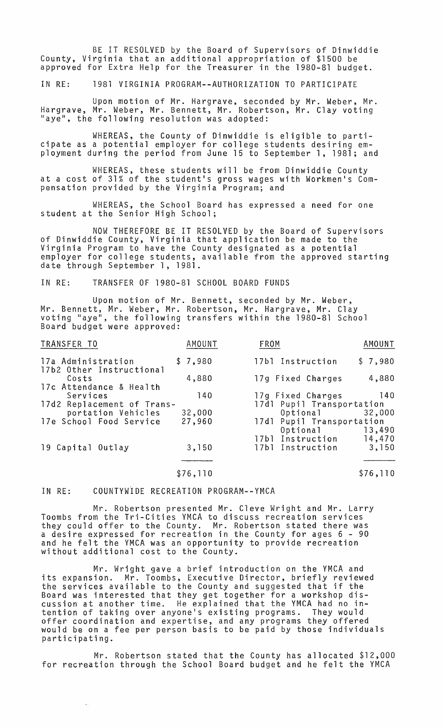BE IT RESOLVED by the Board of Supervisors of Dinwiddie County, Virginia that an additional appropriation of $1500 be approved for Extra Help for the Treasurer in the 1980-81 budget.

IN RE: 1981 VIRGINIA PROGRAM--AUTHORIZATION TO PARTICIPATE

Upon motion of Mr. Hargrave, seconded by Mr. Weber, Mr. Hargrave, Mr. Weber, Mr. Bennett, Mr. Robertson, Mr. Clay voting "aye", the following resolution was adopted:

WHEREAS, the County of Dinwiddie is eligible to participate as a potential employer for college students desiring employment during the period from June 15 to September 1, 1981; and

WHEREAS, these students will be from Dinwiddie County at a cost of 31% of the student's gross wages with Workmen's Compensation provided by the Virginia Program; and

WHEREAS, the School Board has expressed a need for one student at the Senior High School;

NOW THEREFORE BE IT RESOLVED by the Board of Supervisors of Dinwiddie County, Virginia that application be made to the Virginia Program to have the County designated as a potential employer for college students, available from the approved starting date through September 1, 1981.

IN RE: TRANSFER OF 1980-81 SCHOOL BOARD FUNDS

Upon motion of Mr. Bennett, seconded by Mr. Weber, Mr. Bennett, Mr. Weber, Mr. Robertson, Mr. Hargrave, Mr. Clay voting "aye", the following transfers within the 1980-81 School Board budget were approved:

| TRANSFER TO | AMOUNT | FROM | AMOUNT |
|---|---|---|---|
| 17a Administration | $ 7,980 | 17b1 Instruction | $ 7,980 |
| 17b2 Other Instructional Costs | 4,880 | 17g Fixed Charges | 4,880 |
| 17c Attendance & Health Services | 140 | 17g Fixed Charges | 140 |
| 17d2 Replacement of Transportation Vehicles | 32,000 | 17d1 Pupil Transportation Optional | 32,000 |
| 17e School Food Service | 27,960 | 17d1 Pupil Transportation Optional | 13,490 |
| | | 17b1 Instruction | 14,470 |
| 19 Capital Outlay | 3,150 | 17b1 Instruction | 3,150 |
| | $76,110 | | $76,110 |

IN RE: COUNTYWIDE RECREATION PROGRAM--YMCA

Mr. Robertson presented Mr. Cleve Wright and Mr. Larry Toombs from the Tri-Cities YMCA to discuss recreation services they could offer to the County. Mr. Robertson stated there was a desire expressed for recreation in the County for ages 6 - 90 and he felt the YMCA was an opportunity to provide recreation without additional cost to the County.

Mr. Wright gave a brief introduction on the YMCA and its expansion. Mr. Toombs, Executive Director, briefly reviewed the services available to the County and suggested that if the Board was interested that they get together for a workshop discussion at another time. He explained that the YMCA had no intention of taking over anyone's existing programs. They would offer coordination and expertise, and any programs they offered would be on a fee per person basis to be paid by those individuals participating.

Mr. Robertson stated that the County has allocated $12,000 for recreation through the School Board budget and he felt the YMCA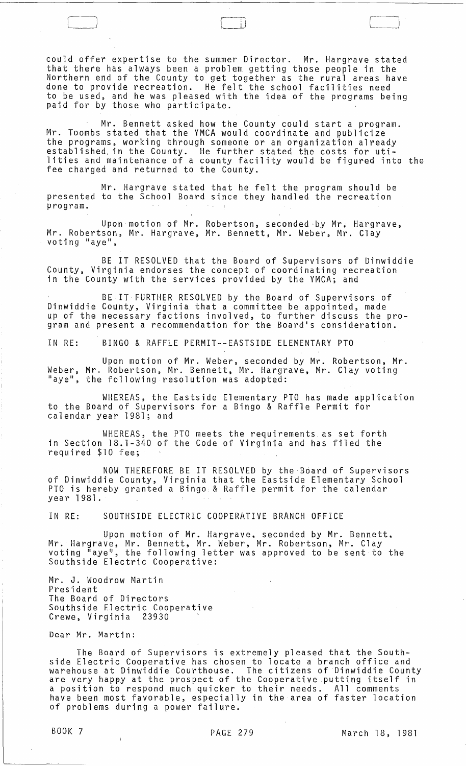could offer expertise to the summer Director. Mr. Hargrave stated that there has always been a problem getting those people in the Northern end of the County to get together as the rural areas have done to provide recreation. He felt the school facilities need to be used, and he was pleased with the idea of the programs being paid for by those who participate.

Mr. Bennett asked how the County could start a program. Mr. Toombs stated that the YMCA would coordinate and publicize the programs, working through someone or an organization already established in the County. He further stated the costs for utilities and maintenance of a county facility would be figured into the fee charged and returned to the County.

Mr. Hargrave stated that he felt the program should be presented to the School Board since they handled the recreation program.

Upon motion of Mr. Robertson, seconded by Mr. Hargrave, Mr. Robertson, Mr. Hargrave, Mr. Bennett, Mr. Weber, Mr. Clay voting "aye",

BE IT RESOLVED that the Board of Supervisors of Dinwiddie County, Virginia endorses the concept of coordinating recreation in the County with the services provided by the YMCA; and

BE IT FURTHER RESOLVED by the Board of Supervisors of Dinwiddie County, Virginia that a committee be appointed, made up of the necessary factions involved, to further discuss the program and present a recommendation for the Board's consideration.

IN RE: BINGO & RAFFLE PERMIT--EASTSIDE ELEMENTARY PTO

Upon motion of Mr. Weber, seconded by Mr. Robertson, Mr. Weber, Mr. Robertson, Mr. Bennett, Mr. Hargrave, Mr. Clay voting "aye", the following resolution was adopted:

WHEREAS, the Eastside Elementary PTO has made application to the Board of Supervisors for a Bingo & Raffle Permit for calendar year 1981; and

WHEREAS, the PTO meets the requirements as set forth in Section 18.1-340 of the Code of Virginia and has filed the required $10 fee;

NOW THEREFORE BE IT RESOLVED by the Board of Supervisors of Dinwiddie County, Virginia that the Eastside Elementary School PTO is hereby granted a Bingo & Raffle permit for the calendar year 1981.

IN RE: SOUTHSIDE ELECTRIC COOPERATIVE BRANCH OFFICE

Upon motion of Mr. Hargrave, seconded by Mr. Bennett, Mr. Hargrave, Mr. Bennett, Mr. Weber, Mr. Robertson, Mr. Clay voting "aye", the following letter was approved to be sent to the Southside Electric Cooperative:

Mr. J. Woodrow Martin
President
The Board of Directors
Southside Electric Cooperative
Crewe, Virginia 23930

Dear Mr. Martin:

The Board of Supervisors is extremely pleased that the Southside Electric Cooperative has chosen to locate a branch office and warehouse at Dinwiddie Courthouse. The citizens of Dinwiddie County are very happy at the prospect of the Cooperative putting itself in a position to respond much quicker to their needs. All comments have been most favorable, especially in the area of faster location of problems during a power failure.

BOOK 7 PAGE 279 March 18, 1981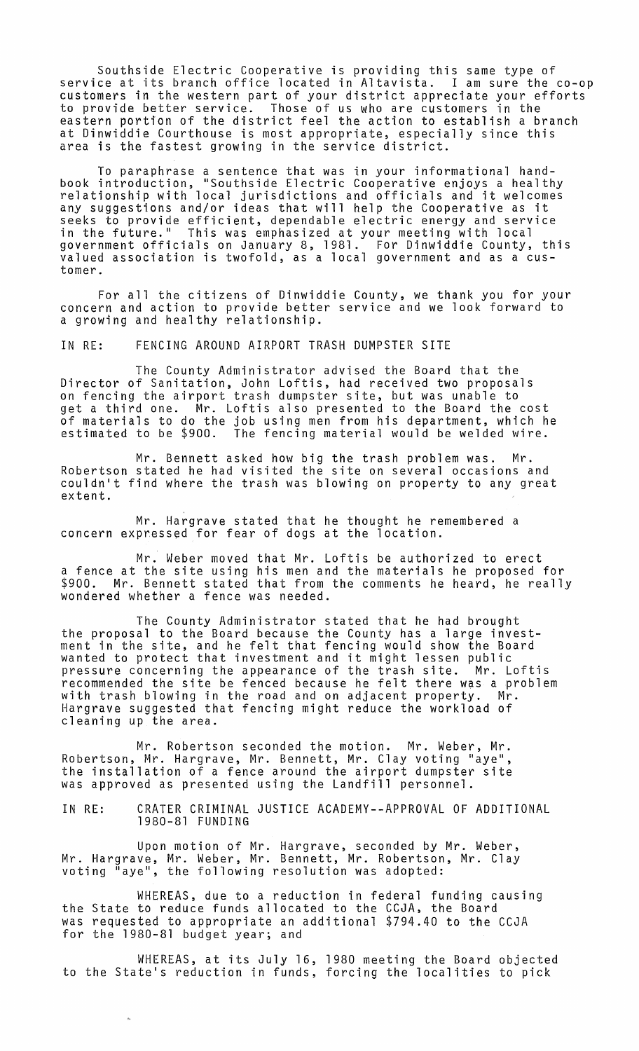Southside Electric Cooperative is providing this same type of service at its branch office located in Altavista. I am sure the co-op customers in the western part of your district appreciate your efforts to provide better service. Those of us who are customers in the eastern portion of the district feel the action to establish a branch at Dinwiddie Courthouse is most appropriate, especially since this area is the fastest growing in the service district.

To paraphrase a sentence that was in your informational handbook introduction, "Southside Electric Cooperative enjoys a healthy relationship with local jurisdictions and officials and it welcomes any suggestions and/or ideas that will help the Cooperative as it seeks to provide efficient, dependable electric energy and service in the future." This was emphasized at your meeting with local government officials on January 8, 1981. For Dinwiddie County, this valued association is twofold, as a local government and as a customer.

For all the citizens of Dinwiddie County, we thank you for your concern and action to provide better service and we look forward to a growing and healthy relationship.

IN RE: FENCING AROUND AIRPORT TRASH DUMPSTER SITE

The County Administrator advised the Board that the Director of Sanitation, John Loftis, had received two proposals on fencing the airport trash dumpster site, but was unable to get a third one. Mr. Loftis also presented to the Board the cost of materials to do the job using men from his department, which he estimated to be $900. The fencing material would be welded wire.

Mr. Bennett asked how big the trash problem was. Mr. Robertson stated he had visited the site on several occasions and couldn't find where the trash was blowing on property to any great extent.

Mr. Hargrave stated that he thought he remembered a concern expressed for fear of dogs at the location.

Mr. Weber moved that Mr. Loftis be authorized to erect a fence at the site using his men and the materials he proposed for $900. Mr. Bennett stated that from the comments he heard, he really wondered whether a fence was needed.

The County Administrator stated that he had brought the proposal to the Board because the County has a large investment in the site, and he felt that fencing would show the Board wanted to protect that investment and it might lessen public pressure concerning the appearance of the trash site. Mr. Loftis recommended the site be fenced because he felt there was a problem with trash blowing in the road and on adjacent property. Mr. Hargrave suggested that fencing might reduce the workload of cleaning up the area.

Mr. Robertson seconded the motion. Mr. Weber, Mr. Robertson, Mr. Hargrave, Mr. Bennett, Mr. Clay voting "aye", the installation of a fence around the airport dumpster site was approved as presented using the Landfill personnel.

IN RE: CRATER CRIMINAL JUSTICE ACADEMY--APPROVAL OF ADDITIONAL 1980-81 FUNDING

Upon motion of Mr. Hargrave, seconded by Mr. Weber, Mr. Hargrave, Mr. Weber, Mr. Bennett, Mr. Robertson, Mr. Clay voting "aye", the following resolution was adopted:

WHEREAS, due to a reduction in federal funding causing the State to reduce funds allocated to the CCJA, the Board was requested to appropriate an additional $794.40 to the CCJA for the 1980-81 budget year; and

WHEREAS, at its July 16, 1980 meeting the Board objected to the State's reduction in funds, forcing the localities to pick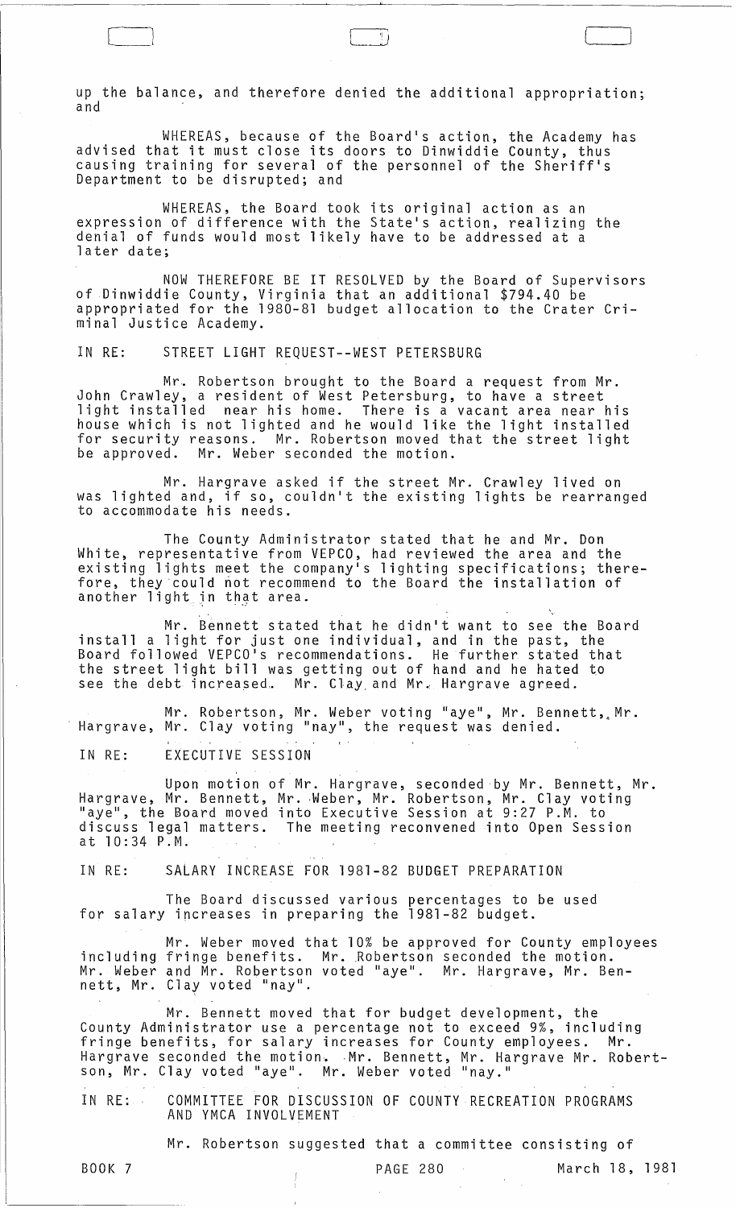up the balance, and therefore denied the additional appropriation; and

WHEREAS, because of the Board's action, the Academy has advised that it must close its doors to Dinwiddie County, thus causing training for several of the personnel of the Sheriff's Department to be disrupted; and

WHEREAS, the Board took its original action as an expression of difference with the State's action, realizing the denial of funds would most likely have to be addressed at a later date;

NOW THEREFORE BE IT RESOLVED by the Board of Supervisors of Dinwiddie County, Virginia that an additional $794.40 be appropriated for the 1980-81 budget allocation to the Crater Criminal Justice Academy.

IN RE: STREET LIGHT REQUEST--WEST PETERSBURG

Mr. Robertson brought to the Board a request from Mr. John Crawley, a resident of West Petersburg, to have a street light installed near his home. There is a vacant area near his house which is not lighted and he would like the light installed for security reasons. Mr. Robertson moved that the street light be approved. Mr. Weber seconded the motion.

Mr. Hargrave asked if the street Mr. Crawley lived on was lighted and, if so, couldn't the existing lights be rearranged to accommodate his needs.

The County Administrator stated that he and Mr. Don White, representative from VEPCO, had reviewed the area and the existing lights meet the company's lighting specifications; therefore, they could not recommend to the Board the installation of another light in that area.

Mr. Bennett stated that he didn't want to see the Board install a light for just one individual, and in the past, the Board followed VEPCO's recommendations. He further stated that the street light bill was getting out of hand and he hated to see the debt increased. Mr. Clay and Mr. Hargrave agreed.

Mr. Robertson, Mr. Weber voting "aye", Mr. Bennett, Mr. Hargrave, Mr. Clay voting "nay", the request was denied.

IN RE: EXECUTIVE SESSION

Upon motion of Mr. Hargrave, seconded by Mr. Bennett, Mr. Hargrave, Mr. Bennett, Mr. Weber, Mr. Robertson, Mr. Clay voting "aye", the Board moved into Executive Session at 9:27 P.M. to discuss legal matters. The meeting reconvened into Open Session at 10:34 P.M.

IN RE: SALARY INCREASE FOR 1981-82 BUDGET PREPARATION

The Board discussed various percentages to be used for salary increases in preparing the 1981-82 budget.

Mr. Weber moved that 10% be approved for County employees including fringe benefits. Mr. Robertson seconded the motion. Mr. Weber and Mr. Robertson voted "aye". Mr. Hargrave, Mr. Bennett, Mr. Clay voted "nay".

Mr. Bennett moved that for budget development, the County Administrator use a percentage not to exceed 9%, including fringe benefits, for salary increases for County employees. Mr. Hargrave seconded the motion. Mr. Bennett, Mr. Hargrave Mr. Robertson, Mr. Clay voted "aye". Mr. Weber voted "nay."

IN RE: COMMITTEE FOR DISCUSSION OF COUNTY RECREATION PROGRAMS AND YMCA INVOLVEMENT

Mr. Robertson suggested that a committee consisting of

BOOK 7 PAGE 280 March 18, 1981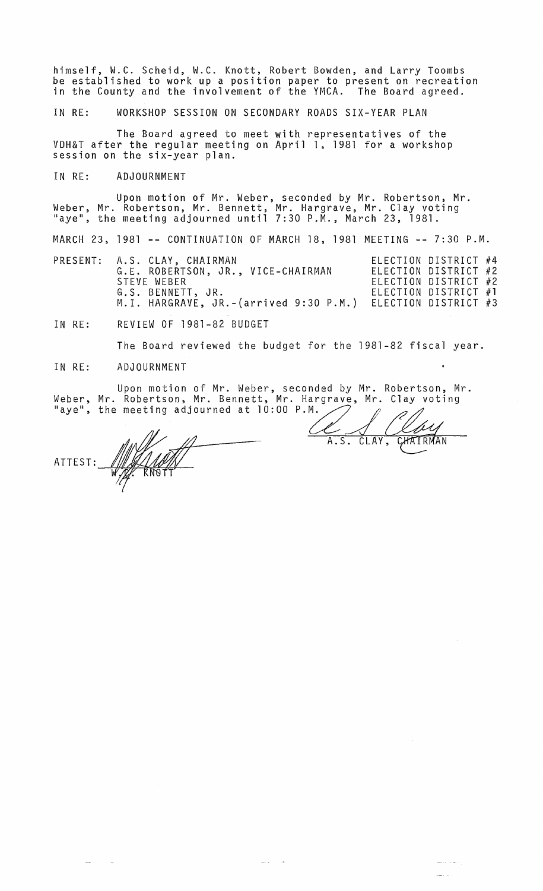himself, W.C. Scheid, W.C. Knott, Robert Bowden, and Larry Toombs be established to work up a position paper to present on recreation in the County and the involvement of the YMCA. The Board agreed.

IN RE: WORKSHOP SESSION ON SECONDARY ROADS SIX-YEAR PLAN

The Board agreed to meet with representatives of the VDH&T after the regular meeting on April 1, 1981 for a workshop session on the six-year plan.

IN RE: ADJOURNMENT

Upon motion of Mr. Weber, seconded by Mr. Robertson, Mr. Weber, Mr. Robertson, Mr. Bennett, Mr. Hargrave, Mr. Clay voting "aye", the meeting adjourned until 7:30 P.M., March 23, 1981.

MARCH 23, 1981 -- CONTINUATION OF MARCH 18, 1981 MEETING -- 7:30 P.M.

| | | |
|---|---|---|
| PRESENT: | A.S. CLAY, CHAIRMAN | ELECTION DISTRICT #4 |
| | G.E. ROBERTSON, JR., VICE-CHAIRMAN | ELECTION DISTRICT #2 |
| | STEVE WEBER | ELECTION DISTRICT #2 |
| | G.S. BENNETT, JR. | ELECTION DISTRICT #1 |
| | M.I. HARGRAVE, JR.-(arrived 9:30 P.M.) | ELECTION DISTRICT #3 |

IN RE: REVIEW OF 1981-82 BUDGET

The Board reviewed the budget for the 1981-82 fiscal year.

IN RE: ADJOURNMENT

Upon motion of Mr. Weber, seconded by Mr. Robertson, Mr. Weber, Mr. Robertson, Mr. Bennett, Mr. Hargrave, Mr. Clay voting "aye", the meeting adjourned at 10:00 P.M.

A.S. CLAY, CHAIRMAN

ATTEST: W.C. KNOTT